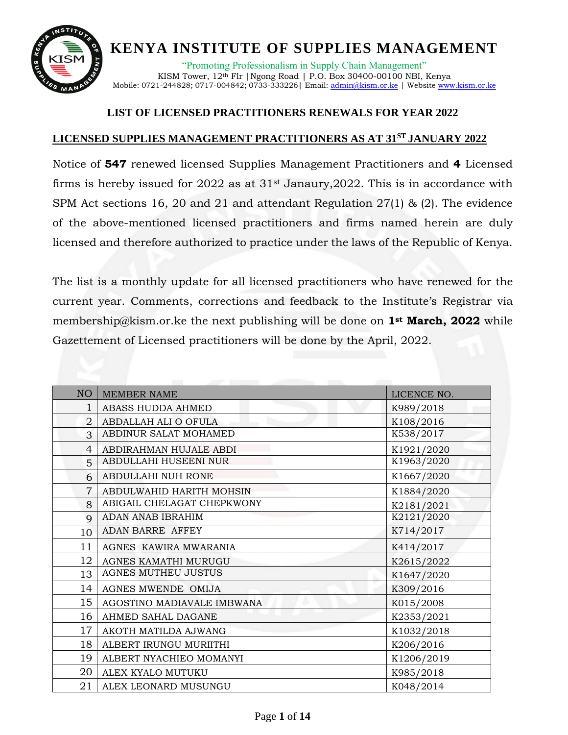# KENYA INSTITUTE OF SUPPLIES MANAGEMENT

"Promoting Professionalism in Supply Chain Management"
KISM Tower, 12th Flr |Ngong Road | P.O. Box 30400-00100 NBI, Kenya
Mobile: 0721-244828; 0717-004842; 0733-333226| Email: admin@kism.or.ke | Website www.kism.or.ke

## LIST OF LICENSED PRACTITIONERS RENEWALS FOR YEAR 2022

## LICENSED SUPPLIES MANAGEMENT PRACTITIONERS AS AT 31ST JANUARY 2022

Notice of **547** renewed licensed Supplies Management Practitioners and **4** Licensed firms is hereby issued for 2022 as at 31st Janaury,2022. This is in accordance with SPM Act sections 16, 20 and 21 and attendant Regulation 27(1) & (2). The evidence of the above-mentioned licensed practitioners and firms named herein are duly licensed and therefore authorized to practice under the laws of the Republic of Kenya.

The list is a monthly update for all licensed practitioners who have renewed for the current year. Comments, corrections and feedback to the Institute's Registrar via membership@kism.or.ke the next publishing will be done on **1st March, 2022** while Gazettement of Licensed practitioners will be done by the April, 2022.

| NO | MEMBER NAME | LICENCE NO. |
|---|---|---|
| 1 | ABASS HUDDA AHMED | K989/2018 |
| 2 | ABDALLAH ALI O OFULA | K108/2016 |
| 3 | ABDINUR SALAT MOHAMED | K538/2017 |
| 4 | ABDIRAHMAN HUJALE ABDI | K1921/2020 |
| 5 | ABDULLAHI HUSEENI NUR | K1963/2020 |
| 6 | ABDULLAHI NUH RONE | K1667/2020 |
| 7 | ABDULWAHID HARITH MOHSIN | K1884/2020 |
| 8 | ABIGAIL CHELAGAT CHEPKWONY | K2181/2021 |
| 9 | ADAN ANAB IBRAHIM | K2121/2020 |
| 10 | ADAN BARRE AFFEY | K714/2017 |
| 11 | AGNES KAWIRA MWARANIA | K414/2017 |
| 12 | AGNES KAMATHI MURUGU | K2615/2022 |
| 13 | AGNES MUTHEU JUSTUS | K1647/2020 |
| 14 | AGNES MWENDE OMIJA | K309/2016 |
| 15 | AGOSTINO MADIAVALE IMBWANA | K015/2008 |
| 16 | AHMED SAHAL DAGANE | K2353/2021 |
| 17 | AKOTH MATILDA AJWANG | K1032/2018 |
| 18 | ALBERT IRUNGU MURIITHI | K206/2016 |
| 19 | ALBERT NYACHIEO MOMANYI | K1206/2019 |
| 20 | ALEX KYALO MUTUKU | K985/2018 |
| 21 | ALEX LEONARD MUSUNGU | K048/2014 |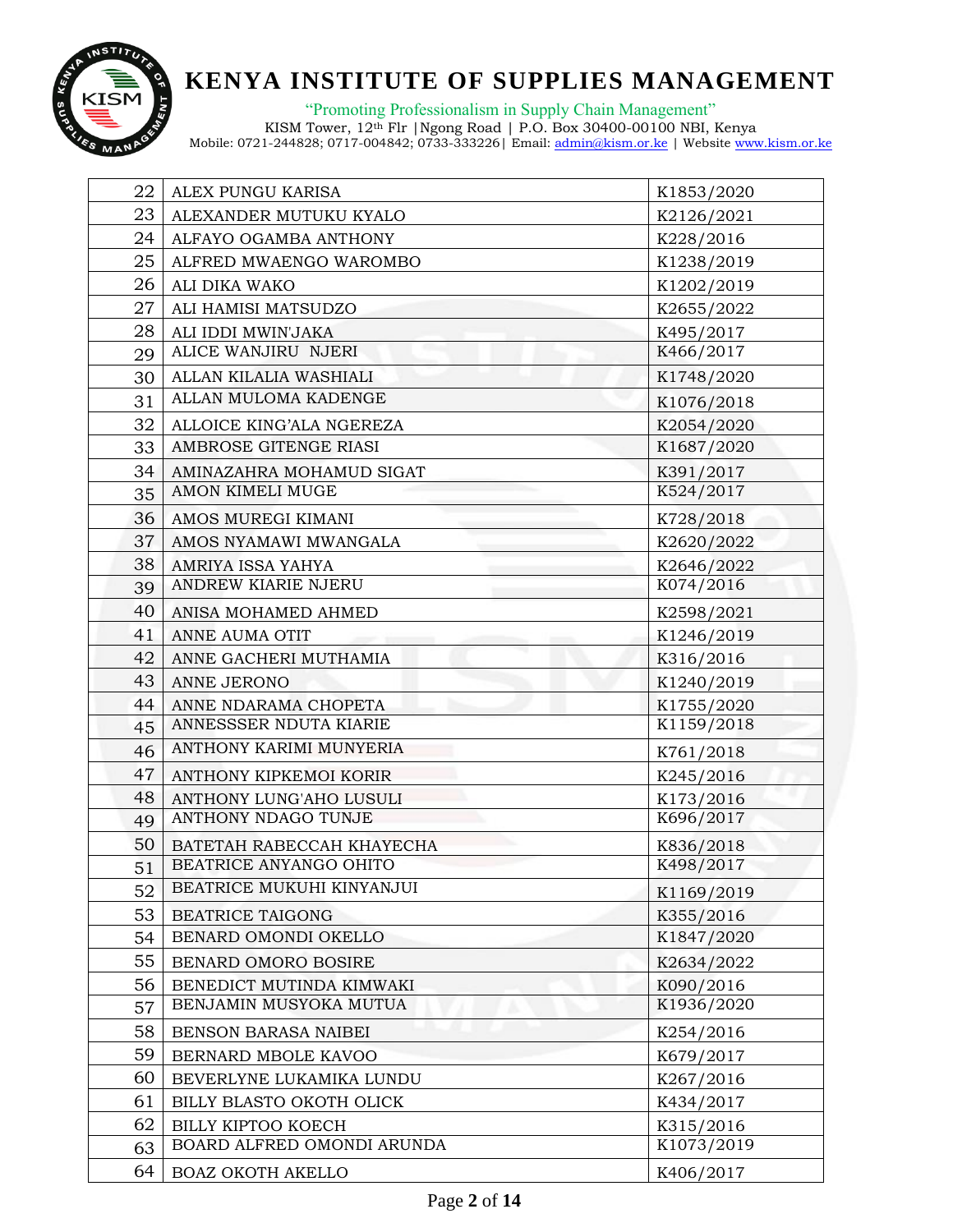| 22 | ALEX PUNGU KARISA | K1853/2020 |
|---|---|---|
| 23 | ALEXANDER MUTUKU KYALO | K2126/2021 |
| 24 | ALFAYO OGAMBA ANTHONY | K228/2016 |
| 25 | ALFRED MWAENGO WAROMBO | K1238/2019 |
| 26 | ALI DIKA WAKO | K1202/2019 |
| 27 | ALI HAMISI MATSUDZO | K2655/2022 |
| 28 | ALI IDDI MWIN'JAKA | K495/2017 |
| 29 | ALICE WANJIRU NJERI | K466/2017 |
| 30 | ALLAN KILALIA WASHIALI | K1748/2020 |
| 31 | ALLAN MULOMA KADENGE | K1076/2018 |
| 32 | ALLOICE KING'ALA NGEREZA | K2054/2020 |
| 33 | AMBROSE GITENGE RIASI | K1687/2020 |
| 34 | AMINAZAHRA MOHAMUD SIGAT | K391/2017 |
| 35 | AMON KIMELI MUGE | K524/2017 |
| 36 | AMOS MUREGI KIMANI | K728/2018 |
| 37 | AMOS NYAMAWI MWANGALA | K2620/2022 |
| 38 | AMRIYA ISSA YAHYA | K2646/2022 |
| 39 | ANDREW KIARIE NJERU | K074/2016 |
| 40 | ANISA MOHAMED AHMED | K2598/2021 |
| 41 | ANNE AUMA OTIT | K1246/2019 |
| 42 | ANNE GACHERI MUTHAMIA | K316/2016 |
| 43 | ANNE JERONO | K1240/2019 |
| 44 | ANNE NDARAMA CHOPETA | K1755/2020 |
| 45 | ANNESSSER NDUTA KIARIE | K1159/2018 |
| 46 | ANTHONY KARIMI MUNYERIA | K761/2018 |
| 47 | ANTHONY KIPKEMOI KORIR | K245/2016 |
| 48 | ANTHONY LUNG'AHO LUSULI | K173/2016 |
| 49 | ANTHONY NDAGO TUNJE | K696/2017 |
| 50 | BATETAH RABECCAH KHAYECHA | K836/2018 |
| 51 | BEATRICE ANYANGO OHITO | K498/2017 |
| 52 | BEATRICE MUKUHI KINYANJUI | K1169/2019 |
| 53 | BEATRICE TAIGONG | K355/2016 |
| 54 | BENARD OMONDI OKELLO | K1847/2020 |
| 55 | BENARD OMORO BOSIRE | K2634/2022 |
| 56 | BENEDICT MUTINDA KIMWAKI | K090/2016 |
| 57 | BENJAMIN MUSYOKA MUTUA | K1936/2020 |
| 58 | BENSON BARASA NAIBEI | K254/2016 |
| 59 | BERNARD MBOLE KAVOO | K679/2017 |
| 60 | BEVERLYNE LUKAMIKA LUNDU | K267/2016 |
| 61 | BILLY BLASTO OKOTH OLICK | K434/2017 |
| 62 | BILLY KIPTOO KOECH | K315/2016 |
| 63 | BOARD ALFRED OMONDI ARUNDA | K1073/2019 |
| 64 | BOAZ OKOTH AKELLO | K406/2017 |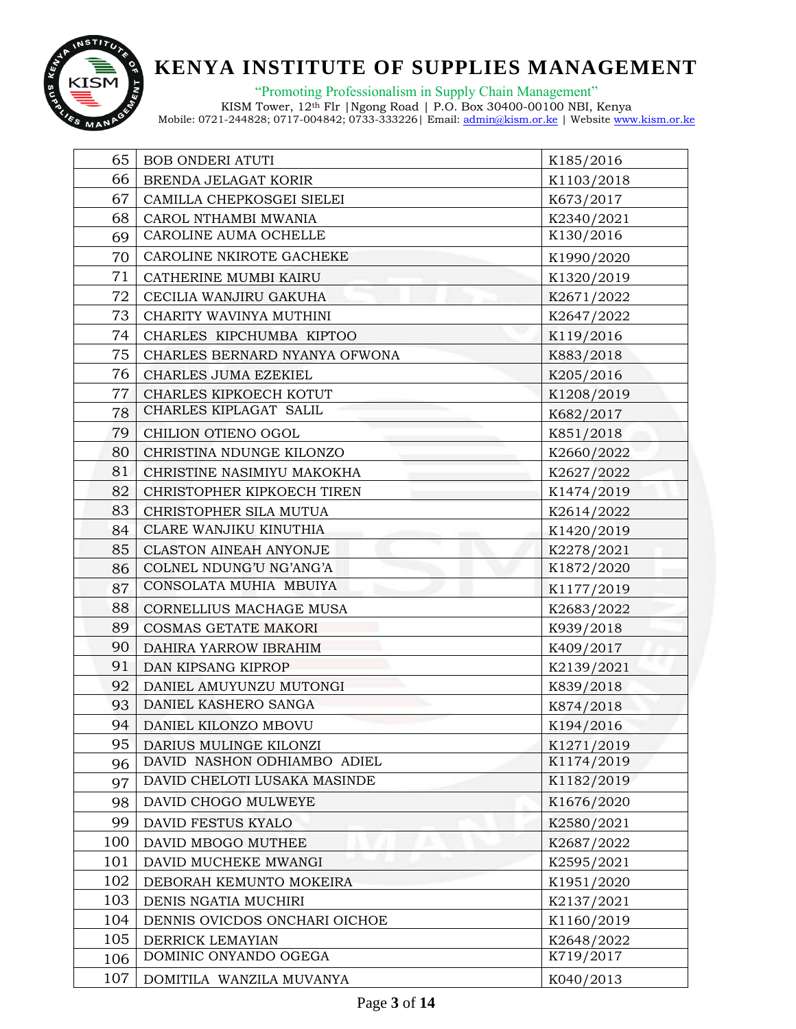| 65 | BOB ONDERI ATUTI | K185/2016 |
|---|---|---|
| 66 | BRENDA JELAGAT KORIR | K1103/2018 |
| 67 | CAMILLA CHEPKOSGEI SIELEI | K673/2017 |
| 68 | CAROL NTHAMBI MWANIA | K2340/2021 |
| 69 | CAROLINE AUMA OCHELLE | K130/2016 |
| 70 | CAROLINE NKIROTE GACHEKE | K1990/2020 |
| 71 | CATHERINE MUMBI KAIRU | K1320/2019 |
| 72 | CECILIA WANJIRU GAKUHA | K2671/2022 |
| 73 | CHARITY WAVINYA MUTHINI | K2647/2022 |
| 74 | CHARLES KIPCHUMBA KIPTOO | K119/2016 |
| 75 | CHARLES BERNARD NYANYA OFWONA | K883/2018 |
| 76 | CHARLES JUMA EZEKIEL | K205/2016 |
| 77 | CHARLES KIPKOECH KOTUT | K1208/2019 |
| 78 | CHARLES KIPLAGAT SALIL | K682/2017 |
| 79 | CHILION OTIENO OGOL | K851/2018 |
| 80 | CHRISTINA NDUNGE KILONZO | K2660/2022 |
| 81 | CHRISTINE NASIMIYU MAKOKHA | K2627/2022 |
| 82 | CHRISTOPHER KIPKOECH TIREN | K1474/2019 |
| 83 | CHRISTOPHER SILA MUTUA | K2614/2022 |
| 84 | CLARE WANJIKU KINUTHIA | K1420/2019 |
| 85 | CLASTON AINEAH ANYONJE | K2278/2021 |
| 86 | COLNEL NDUNG'U NG'ANG'A | K1872/2020 |
| 87 | CONSOLATA MUHIA MBUIYA | K1177/2019 |
| 88 | CORNELLIUS MACHAGE MUSA | K2683/2022 |
| 89 | COSMAS GETATE MAKORI | K939/2018 |
| 90 | DAHIRA YARROW IBRAHIM | K409/2017 |
| 91 | DAN KIPSANG KIPROP | K2139/2021 |
| 92 | DANIEL AMUYUNZU MUTONGI | K839/2018 |
| 93 | DANIEL KASHERO SANGA | K874/2018 |
| 94 | DANIEL KILONZO MBOVU | K194/2016 |
| 95 | DARIUS MULINGE KILONZI | K1271/2019 |
| 96 | DAVID NASHON ODHIAMBO ADIEL | K1174/2019 |
| 97 | DAVID CHELOTI LUSAKA MASINDE | K1182/2019 |
| 98 | DAVID CHOGO MULWEYE | K1676/2020 |
| 99 | DAVID FESTUS KYALO | K2580/2021 |
| 100 | DAVID MBOGO MUTHEE | K2687/2022 |
| 101 | DAVID MUCHEKE MWANGI | K2595/2021 |
| 102 | DEBORAH KEMUNTO MOKEIRA | K1951/2020 |
| 103 | DENIS NGATIA MUCHIRI | K2137/2021 |
| 104 | DENNIS OVICDOS ONCHARI OICHOE | K1160/2019 |
| 105 | DERRICK LEMAYIAN | K2648/2022 |
| 106 | DOMINIC ONYANDO OGEGA | K719/2017 |
| 107 | DOMITILA WANZILA MUVANYA | K040/2013 |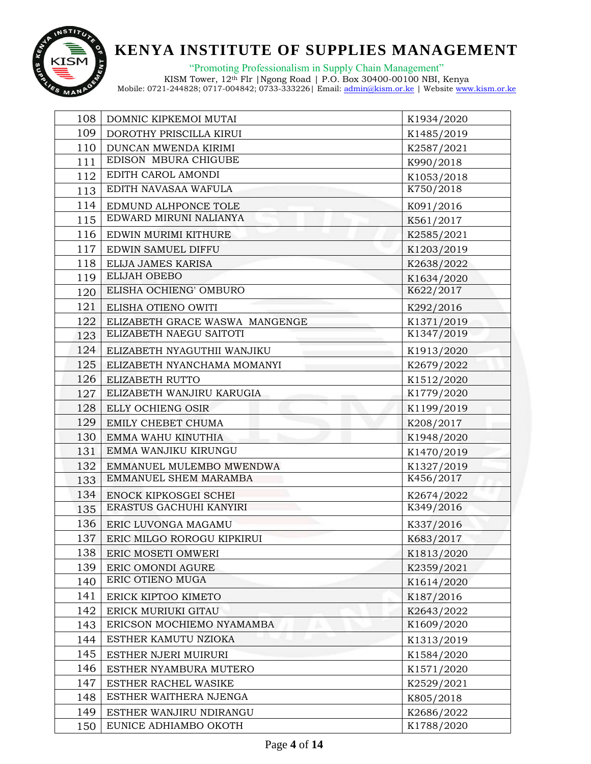| 108 | DOMNIC KIPKEMOI MUTAI | K1934/2020 |
|---|---|---|
| 109 | DOROTHY PRISCILLA KIRUI | K1485/2019 |
| 110 | DUNCAN MWENDA KIRIMI | K2587/2021 |
| 111 | EDISON MBURA CHIGUBE | K990/2018 |
| 112 | EDITH CAROL AMONDI | K1053/2018 |
| 113 | EDITH NAVASAA WAFULA | K750/2018 |
| 114 | EDMUND ALHPONCE TOLE | K091/2016 |
| 115 | EDWARD MIRUNI NALIANYA | K561/2017 |
| 116 | EDWIN MURIMI KITHURE | K2585/2021 |
| 117 | EDWIN SAMUEL DIFFU | K1203/2019 |
| 118 | ELIJA JAMES KARISA | K2638/2022 |
| 119 | ELIJAH OBEBO | K1634/2020 |
| 120 | ELISHA OCHIENG' OMBURO | K622/2017 |
| 121 | ELISHA OTIENO OWITI | K292/2016 |
| 122 | ELIZABETH GRACE WASWA MANGENGE | K1371/2019 |
| 123 | ELIZABETH NAEGU SAITOTI | K1347/2019 |
| 124 | ELIZABETH NYAGUTHII WANJIKU | K1913/2020 |
| 125 | ELIZABETH NYANCHAMA MOMANYI | K2679/2022 |
| 126 | ELIZABETH RUTTO | K1512/2020 |
| 127 | ELIZABETH WANJIRU KARUGIA | K1779/2020 |
| 128 | ELLY OCHIENG OSIR | K1199/2019 |
| 129 | EMILY CHEBET CHUMA | K208/2017 |
| 130 | EMMA WAHU KINUTHIA | K1948/2020 |
| 131 | EMMA WANJIKU KIRUNGU | K1470/2019 |
| 132 | EMMANUEL MULEMBO MWENDWA | K1327/2019 |
| 133 | EMMANUEL SHEM MARAMBA | K456/2017 |
| 134 | ENOCK KIPKOSGEI SCHEI | K2674/2022 |
| 135 | ERASTUS GACHUHI KANYIRI | K349/2016 |
| 136 | ERIC LUVONGA MAGAMU | K337/2016 |
| 137 | ERIC MILGO ROROGU KIPKIRUI | K683/2017 |
| 138 | ERIC MOSETI OMWERI | K1813/2020 |
| 139 | ERIC OMONDI AGURE | K2359/2021 |
| 140 | ERIC OTIENO MUGA | K1614/2020 |
| 141 | ERICK KIPTOO KIMETO | K187/2016 |
| 142 | ERICK MURIUKI GITAU | K2643/2022 |
| 143 | ERICSON MOCHIEMO NYAMAMBA | K1609/2020 |
| 144 | ESTHER KAMUTU NZIOKA | K1313/2019 |
| 145 | ESTHER NJERI MUIRURI | K1584/2020 |
| 146 | ESTHER NYAMBURA MUTERO | K1571/2020 |
| 147 | ESTHER RACHEL WASIKE | K2529/2021 |
| 148 | ESTHER WAITHERA NJENGA | K805/2018 |
| 149 | ESTHER WANJIRU NDIRANGU | K2686/2022 |
| 150 | EUNICE ADHIAMBO OKOTH | K1788/2020 |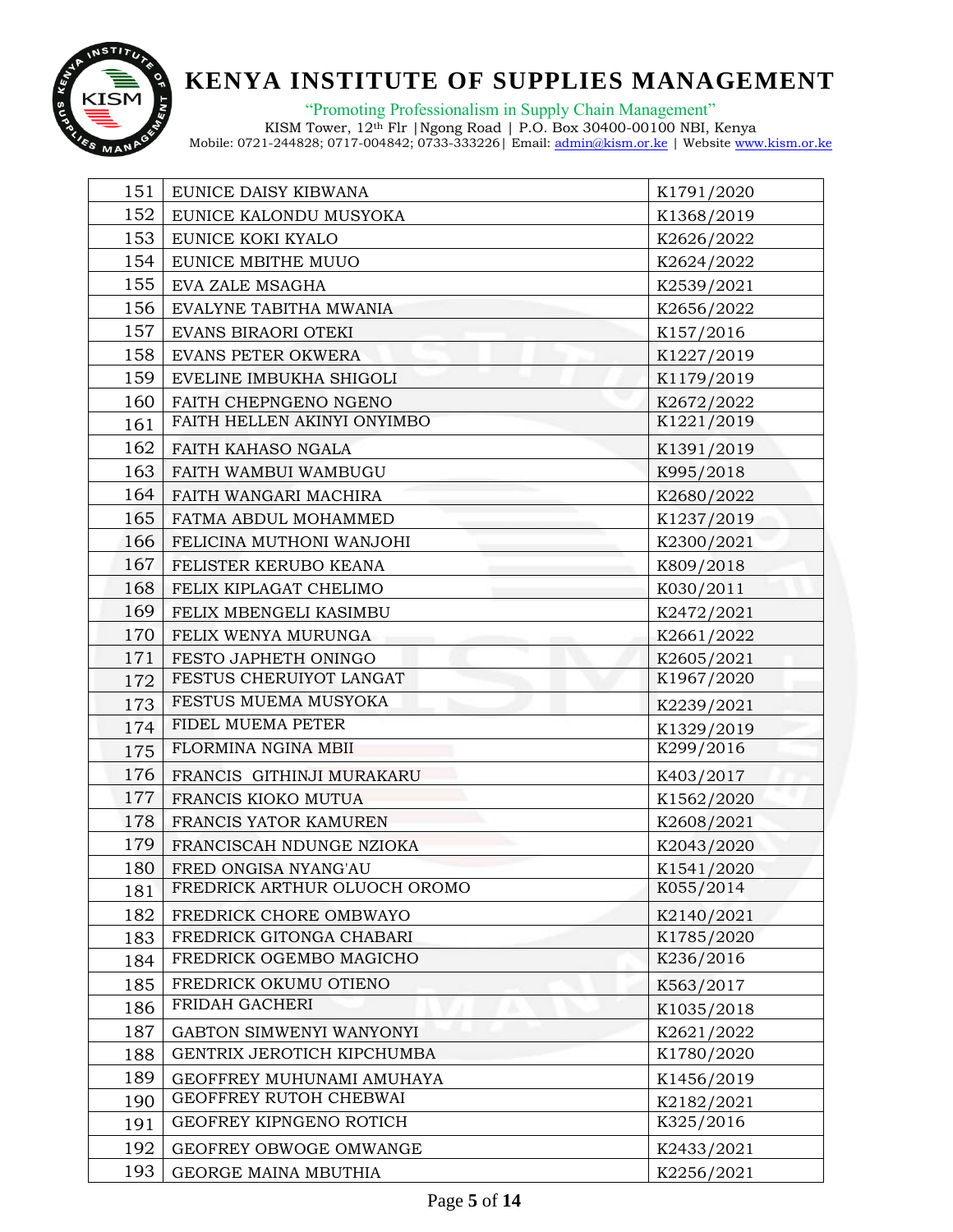| 151 | EUNICE DAISY KIBWANA | K1791/2020 |
|---|---|---|
| 152 | EUNICE KALONDU MUSYOKA | K1368/2019 |
| 153 | EUNICE KOKI KYALO | K2626/2022 |
| 154 | EUNICE MBITHE MUUO | K2624/2022 |
| 155 | EVA ZALE MSAGHA | K2539/2021 |
| 156 | EVALYNE TABITHA MWANIA | K2656/2022 |
| 157 | EVANS BIRAORI OTEKI | K157/2016 |
| 158 | EVANS PETER OKWERA | K1227/2019 |
| 159 | EVELINE IMBUKHA SHIGOLI | K1179/2019 |
| 160 | FAITH CHEPNGENO NGENO | K2672/2022 |
| 161 | FAITH HELLEN AKINYI ONYIMBO | K1221/2019 |
| 162 | FAITH KAHASO NGALA | K1391/2019 |
| 163 | FAITH WAMBUI WAMBUGU | K995/2018 |
| 164 | FAITH WANGARI MACHIRA | K2680/2022 |
| 165 | FATMA ABDUL MOHAMMED | K1237/2019 |
| 166 | FELICINA MUTHONI WANJOHI | K2300/2021 |
| 167 | FELISTER KERUBO KEANA | K809/2018 |
| 168 | FELIX KIPLAGAT CHELIMO | K030/2011 |
| 169 | FELIX MBENGELI KASIMBU | K2472/2021 |
| 170 | FELIX WENYA MURUNGA | K2661/2022 |
| 171 | FESTO JAPHETH ONINGO | K2605/2021 |
| 172 | FESTUS CHERUIYOT LANGAT | K1967/2020 |
| 173 | FESTUS MUEMA MUSYOKA | K2239/2021 |
| 174 | FIDEL MUEMA PETER | K1329/2019 |
| 175 | FLORMINA NGINA MBII | K299/2016 |
| 176 | FRANCIS GITHINJI MURAKARU | K403/2017 |
| 177 | FRANCIS KIOKO MUTUA | K1562/2020 |
| 178 | FRANCIS YATOR KAMUREN | K2608/2021 |
| 179 | FRANCISCAH NDUNGE NZIOKA | K2043/2020 |
| 180 | FRED ONGISA NYANG'AU | K1541/2020 |
| 181 | FREDRICK ARTHUR OLUOCH OROMO | K055/2014 |
| 182 | FREDRICK CHORE OMBWAYO | K2140/2021 |
| 183 | FREDRICK GITONGA CHABARI | K1785/2020 |
| 184 | FREDRICK OGEMBO MAGICHO | K236/2016 |
| 185 | FREDRICK OKUMU OTIENO | K563/2017 |
| 186 | FRIDAH GACHERI | K1035/2018 |
| 187 | GABTON SIMWENYI WANYONYI | K2621/2022 |
| 188 | GENTRIX JEROTICH KIPCHUMBA | K1780/2020 |
| 189 | GEOFFREY MUHUNAMI AMUHAYA | K1456/2019 |
| 190 | GEOFFREY RUTOH CHEBWAI | K2182/2021 |
| 191 | GEOFREY KIPNGENO ROTICH | K325/2016 |
| 192 | GEOFREY OBWOGE OMWANGE | K2433/2021 |
| 193 | GEORGE MAINA MBUTHIA | K2256/2021 |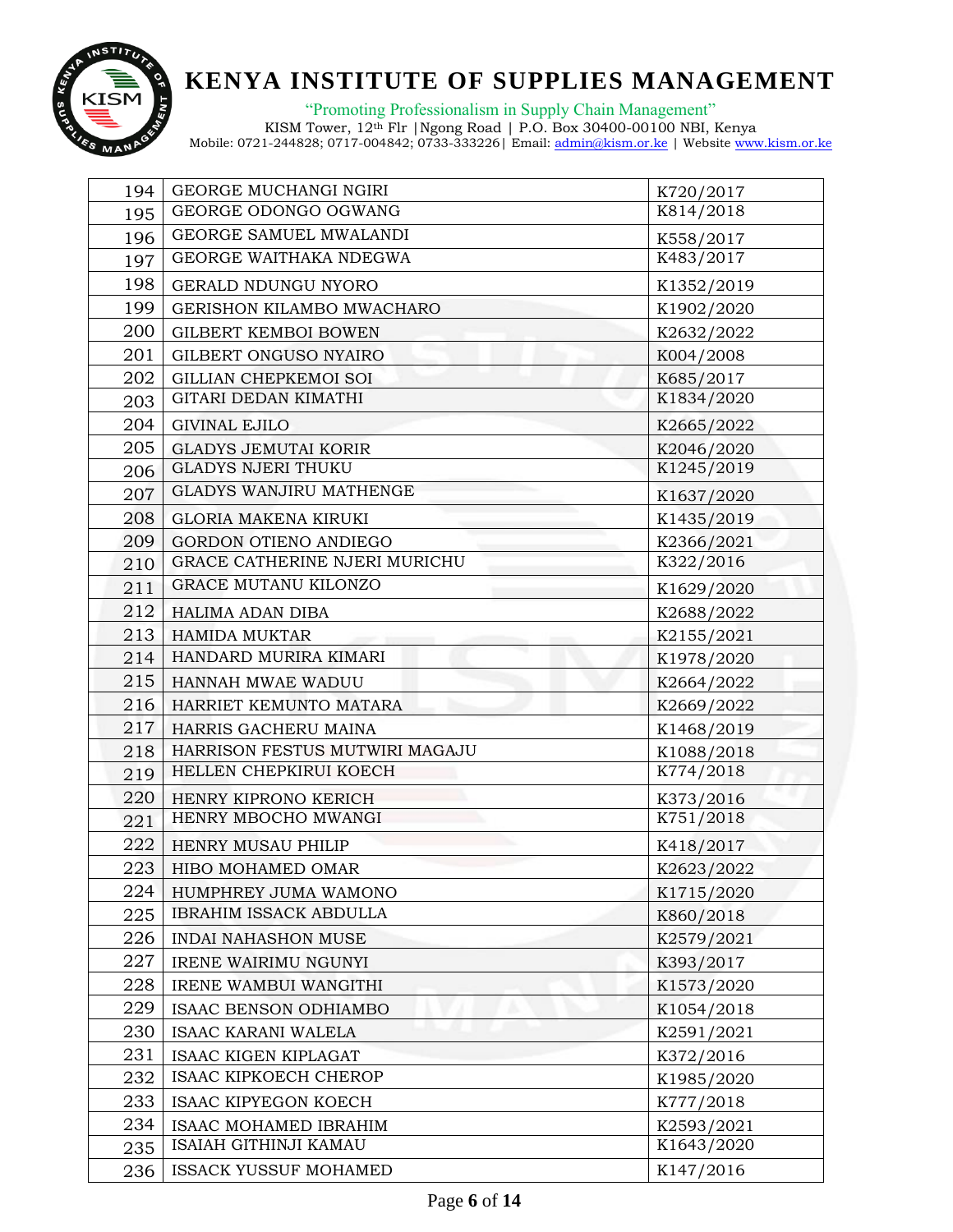| 194 | GEORGE MUCHANGI NGIRI | K720/2017 |
|---|---|---|
| 195 | GEORGE ODONGO OGWANG | K814/2018 |
| 196 | GEORGE SAMUEL MWALANDI | K558/2017 |
| 197 | GEORGE WAITHAKA NDEGWA | K483/2017 |
| 198 | GERALD NDUNGU NYORO | K1352/2019 |
| 199 | GERISHON KILAMBO MWACHARO | K1902/2020 |
| 200 | GILBERT KEMBOI BOWEN | K2632/2022 |
| 201 | GILBERT ONGUSO NYAIRO | K004/2008 |
| 202 | GILLIAN CHEPKEMOI SOI | K685/2017 |
| 203 | GITARI DEDAN KIMATHI | K1834/2020 |
| 204 | GIVINAL EJILO | K2665/2022 |
| 205 | GLADYS JEMUTAI KORIR | K2046/2020 |
| 206 | GLADYS NJERI THUKU | K1245/2019 |
| 207 | GLADYS WANJIRU MATHENGE | K1637/2020 |
| 208 | GLORIA MAKENA KIRUKI | K1435/2019 |
| 209 | GORDON OTIENO ANDIEGO | K2366/2021 |
| 210 | GRACE CATHERINE NJERI MURICHU | K322/2016 |
| 211 | GRACE MUTANU KILONZO | K1629/2020 |
| 212 | HALIMA ADAN DIBA | K2688/2022 |
| 213 | HAMIDA MUKTAR | K2155/2021 |
| 214 | HANDARD MURIRA KIMARI | K1978/2020 |
| 215 | HANNAH MWAE WADUU | K2664/2022 |
| 216 | HARRIET KEMUNTO MATARA | K2669/2022 |
| 217 | HARRIS GACHERU MAINA | K1468/2019 |
| 218 | HARRISON FESTUS MUTWIRI MAGAJU | K1088/2018 |
| 219 | HELLEN CHEPKIRUI KOECH | K774/2018 |
| 220 | HENRY KIPRONO KERICH | K373/2016 |
| 221 | HENRY MBOCHO MWANGI | K751/2018 |
| 222 | HENRY MUSAU PHILIP | K418/2017 |
| 223 | HIBO MOHAMED OMAR | K2623/2022 |
| 224 | HUMPHREY JUMA WAMONO | K1715/2020 |
| 225 | IBRAHIM ISSACK ABDULLA | K860/2018 |
| 226 | INDAI NAHASHON MUSE | K2579/2021 |
| 227 | IRENE WAIRIMU NGUNYI | K393/2017 |
| 228 | IRENE WAMBUI WANGITHI | K1573/2020 |
| 229 | ISAAC BENSON ODHIAMBO | K1054/2018 |
| 230 | ISAAC KARANI WALELA | K2591/2021 |
| 231 | ISAAC KIGEN KIPLAGAT | K372/2016 |
| 232 | ISAAC KIPKOECH CHEROP | K1985/2020 |
| 233 | ISAAC KIPYEGON KOECH | K777/2018 |
| 234 | ISAAC MOHAMED IBRAHIM | K2593/2021 |
| 235 | ISAIAH GITHINJI KAMAU | K1643/2020 |
| 236 | ISSACK YUSSUF MOHAMED | K147/2016 |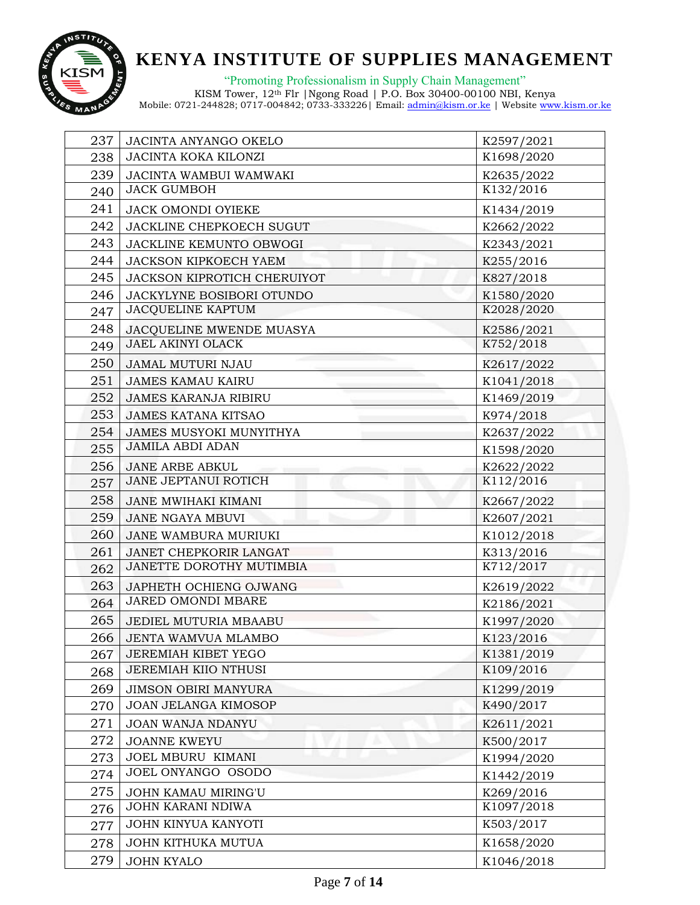| 237 | JACINTA ANYANGO OKELO | K2597/2021 |
|---|---|---|
| 238 | JACINTA KOKA KILONZI | K1698/2020 |
| 239 | JACINTA WAMBUI WAMWAKI | K2635/2022 |
| 240 | JACK GUMBOH | K132/2016 |
| 241 | JACK OMONDI OYIEKE | K1434/2019 |
| 242 | JACKLINE CHEPKOECH SUGUT | K2662/2022 |
| 243 | JACKLINE KEMUNTO OBWOGI | K2343/2021 |
| 244 | JACKSON KIPKOECH YAEM | K255/2016 |
| 245 | JACKSON KIPROTICH CHERUIYOT | K827/2018 |
| 246 | JACKYLYNE BOSIBORI OTUNDO | K1580/2020 |
| 247 | JACQUELINE KAPTUM | K2028/2020 |
| 248 | JACQUELINE MWENDE MUASYA | K2586/2021 |
| 249 | JAEL AKINYI OLACK | K752/2018 |
| 250 | JAMAL MUTURI NJAU | K2617/2022 |
| 251 | JAMES KAMAU KAIRU | K1041/2018 |
| 252 | JAMES KARANJA RIBIRU | K1469/2019 |
| 253 | JAMES KATANA KITSAO | K974/2018 |
| 254 | JAMES MUSYOKI MUNYITHYA | K2637/2022 |
| 255 | JAMILA ABDI ADAN | K1598/2020 |
| 256 | JANE ARBE ABKUL | K2622/2022 |
| 257 | JANE JEPTANUI ROTICH | K112/2016 |
| 258 | JANE MWIHAKI KIMANI | K2667/2022 |
| 259 | JANE NGAYA MBUVI | K2607/2021 |
| 260 | JANE WAMBURA MURIUKI | K1012/2018 |
| 261 | JANET CHEPKORIR LANGAT | K313/2016 |
| 262 | JANETTE DOROTHY MUTIMBIA | K712/2017 |
| 263 | JAPHETH OCHIENG OJWANG | K2619/2022 |
| 264 | JARED OMONDI MBARE | K2186/2021 |
| 265 | JEDIEL MUTURIA MBAABU | K1997/2020 |
| 266 | JENTA WAMVUA MLAMBO | K123/2016 |
| 267 | JEREMIAH KIBET YEGO | K1381/2019 |
| 268 | JEREMIAH KIIO NTHUSI | K109/2016 |
| 269 | JIMSON OBIRI MANYURA | K1299/2019 |
| 270 | JOAN JELANGA KIMOSOP | K490/2017 |
| 271 | JOAN WANJA NDANYU | K2611/2021 |
| 272 | JOANNE KWEYU | K500/2017 |
| 273 | JOEL MBURU KIMANI | K1994/2020 |
| 274 | JOEL ONYANGO OSODO | K1442/2019 |
| 275 | JOHN KAMAU MIRING'U | K269/2016 |
| 276 | JOHN KARANI NDIWA | K1097/2018 |
| 277 | JOHN KINYUA KANYOTI | K503/2017 |
| 278 | JOHN KITHUKA MUTUA | K1658/2020 |
| 279 | JOHN KYALO | K1046/2018 |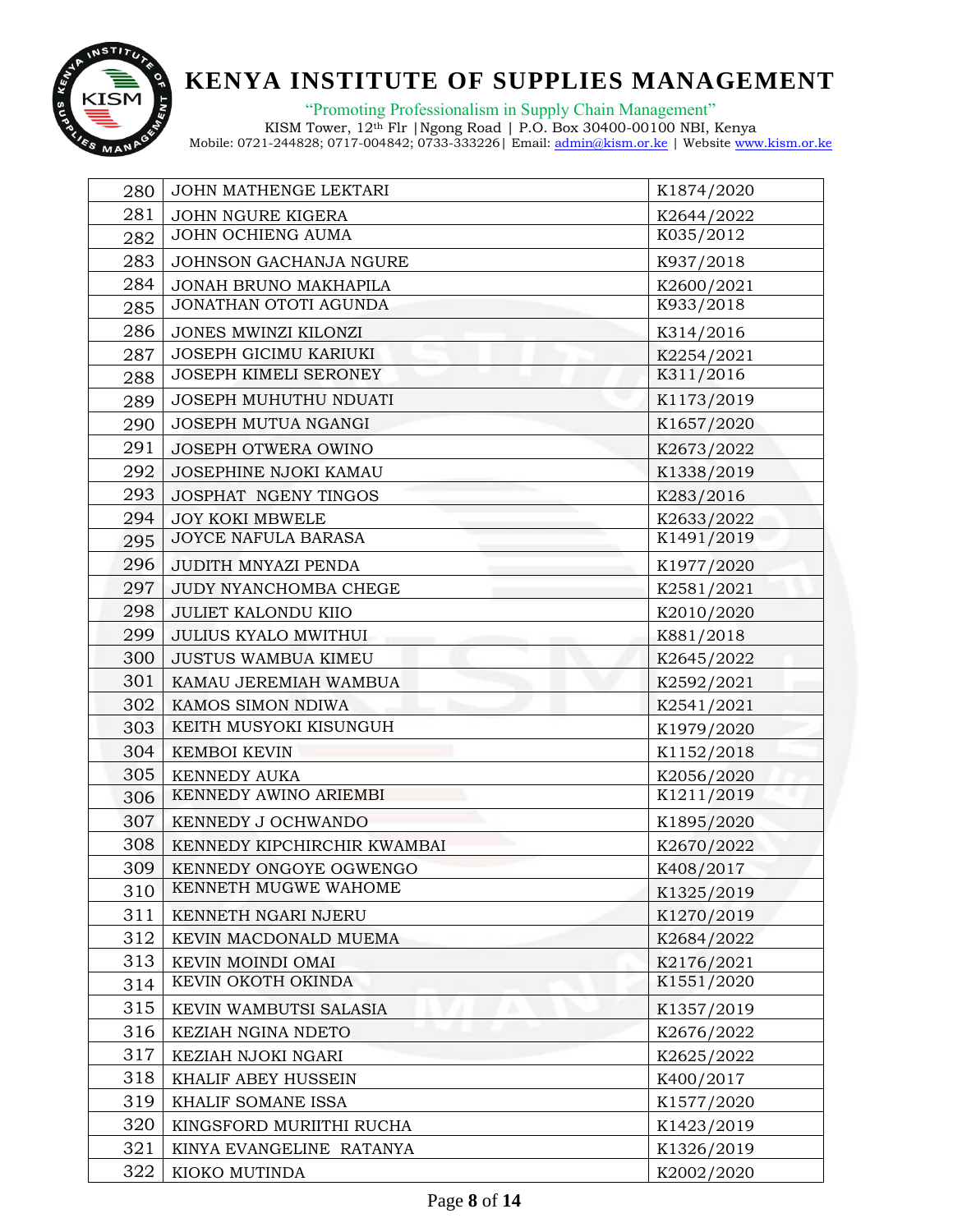| 280 | JOHN MATHENGE LEKTARI | K1874/2020 |
|---|---|---|
| 281 | JOHN NGURE KIGERA | K2644/2022 |
| 282 | JOHN OCHIENG AUMA | K035/2012 |
| 283 | JOHNSON GACHANJA NGURE | K937/2018 |
| 284 | JONAH BRUNO MAKHAPILA | K2600/2021 |
| 285 | JONATHAN OTOTI AGUNDA | K933/2018 |
| 286 | JONES MWINZI KILONZI | K314/2016 |
| 287 | JOSEPH GICIMU KARIUKI | K2254/2021 |
| 288 | JOSEPH KIMELI SERONEY | K311/2016 |
| 289 | JOSEPH MUHUTHU NDUATI | K1173/2019 |
| 290 | JOSEPH MUTUA NGANGI | K1657/2020 |
| 291 | JOSEPH OTWERA OWINO | K2673/2022 |
| 292 | JOSEPHINE NJOKI KAMAU | K1338/2019 |
| 293 | JOSPHAT NGENY TINGOS | K283/2016 |
| 294 | JOY KOKI MBWELE | K2633/2022 |
| 295 | JOYCE NAFULA BARASA | K1491/2019 |
| 296 | JUDITH MNYAZI PENDA | K1977/2020 |
| 297 | JUDY NYANCHOMBA CHEGE | K2581/2021 |
| 298 | JULIET KALONDU KIIO | K2010/2020 |
| 299 | JULIUS KYALO MWITHUI | K881/2018 |
| 300 | JUSTUS WAMBUA KIMEU | K2645/2022 |
| 301 | KAMAU JEREMIAH WAMBUA | K2592/2021 |
| 302 | KAMOS SIMON NDIWA | K2541/2021 |
| 303 | KEITH MUSYOKI KISUNGUH | K1979/2020 |
| 304 | KEMBOI KEVIN | K1152/2018 |
| 305 | KENNEDY AUKA | K2056/2020 |
| 306 | KENNEDY AWINO ARIEMBI | K1211/2019 |
| 307 | KENNEDY J OCHWANDO | K1895/2020 |
| 308 | KENNEDY KIPCHIRCHIR KWAMBAI | K2670/2022 |
| 309 | KENNEDY ONGOYE OGWENGO | K408/2017 |
| 310 | KENNETH MUGWE WAHOME | K1325/2019 |
| 311 | KENNETH NGARI NJERU | K1270/2019 |
| 312 | KEVIN MACDONALD MUEMA | K2684/2022 |
| 313 | KEVIN MOINDI OMAI | K2176/2021 |
| 314 | KEVIN OKOTH OKINDA | K1551/2020 |
| 315 | KEVIN WAMBUTSI SALASIA | K1357/2019 |
| 316 | KEZIAH NGINA NDETO | K2676/2022 |
| 317 | KEZIAH NJOKI NGARI | K2625/2022 |
| 318 | KHALIF ABEY HUSSEIN | K400/2017 |
| 319 | KHALIF SOMANE ISSA | K1577/2020 |
| 320 | KINGSFORD MURIITHI RUCHA | K1423/2019 |
| 321 | KINYA EVANGELINE RATANYA | K1326/2019 |
| 322 | KIOKO MUTINDA | K2002/2020 |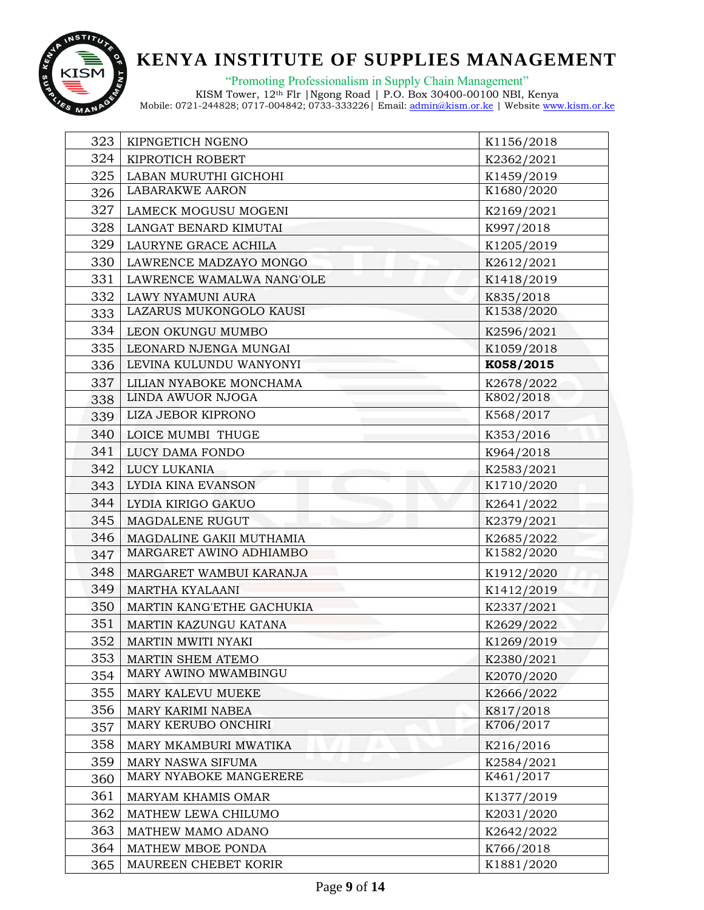| 323 | KIPNGETICH NGENO | K1156/2018 |
|---|---|---|
| 324 | KIPROTICH ROBERT | K2362/2021 |
| 325 | LABAN MURUTHI GICHOHI | K1459/2019 |
| 326 | LABARAKWE AARON | K1680/2020 |
| 327 | LAMECK MOGUSU MOGENI | K2169/2021 |
| 328 | LANGAT BENARD KIMUTAI | K997/2018 |
| 329 | LAURYNE GRACE ACHILA | K1205/2019 |
| 330 | LAWRENCE MADZAYO MONGO | K2612/2021 |
| 331 | LAWRENCE WAMALWA NANG'OLE | K1418/2019 |
| 332 | LAWY NYAMUNI AURA | K835/2018 |
| 333 | LAZARUS MUKONGOLO KAUSI | K1538/2020 |
| 334 | LEON OKUNGU MUMBO | K2596/2021 |
| 335 | LEONARD NJENGA MUNGAI | K1059/2018 |
| 336 | LEVINA KULUNDU WANYONYI | **K058/2015** |
| 337 | LILIAN NYABOKE MONCHAMA | K2678/2022 |
| 338 | LINDA AWUOR NJOGA | K802/2018 |
| 339 | LIZA JEBOR KIPRONO | K568/2017 |
| 340 | LOICE MUMBI THUGE | K353/2016 |
| 341 | LUCY DAMA FONDO | K964/2018 |
| 342 | LUCY LUKANIA | K2583/2021 |
| 343 | LYDIA KINA EVANSON | K1710/2020 |
| 344 | LYDIA KIRIGO GAKUO | K2641/2022 |
| 345 | MAGDALENE RUGUT | K2379/2021 |
| 346 | MAGDALINE GAKII MUTHAMIA | K2685/2022 |
| 347 | MARGARET AWINO ADHIAMBO | K1582/2020 |
| 348 | MARGARET WAMBUI KARANJA | K1912/2020 |
| 349 | MARTHA KYALAANI | K1412/2019 |
| 350 | MARTIN KANG'ETHE GACHUKIA | K2337/2021 |
| 351 | MARTIN KAZUNGU KATANA | K2629/2022 |
| 352 | MARTIN MWITI NYAKI | K1269/2019 |
| 353 | MARTIN SHEM ATEMO | K2380/2021 |
| 354 | MARY AWINO MWAMBINGU | K2070/2020 |
| 355 | MARY KALEVU MUEKE | K2666/2022 |
| 356 | MARY KARIMI NABEA | K817/2018 |
| 357 | MARY KERUBO ONCHIRI | K706/2017 |
| 358 | MARY MKAMBURI MWATIKA | K216/2016 |
| 359 | MARY NASWA SIFUMA | K2584/2021 |
| 360 | MARY NYABOKE MANGERERE | K461/2017 |
| 361 | MARYAM KHAMIS OMAR | K1377/2019 |
| 362 | MATHEW LEWA CHILUMO | K2031/2020 |
| 363 | MATHEW MAMO ADANO | K2642/2022 |
| 364 | MATHEW MBOE PONDA | K766/2018 |
| 365 | MAUREEN CHEBET KORIR | K1881/2020 |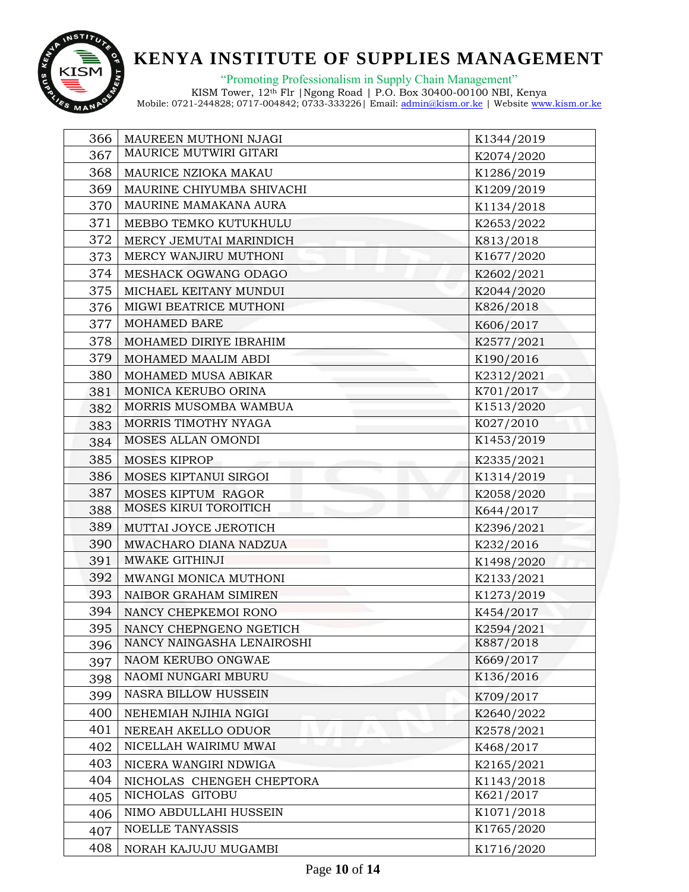| | | |
|---|---|---|
| 366 | MAUREEN MUTHONI NJAGI | K1344/2019 |
| 367 | MAURICE MUTWIRI GITARI | K2074/2020 |
| 368 | MAURICE NZIOKA MAKAU | K1286/2019 |
| 369 | MAURINE CHIYUMBA SHIVACHI | K1209/2019 |
| 370 | MAURINE MAMAKANA AURA | K1134/2018 |
| 371 | MEBBO TEMKO KUTUKHULU | K2653/2022 |
| 372 | MERCY JEMUTAI MARINDICH | K813/2018 |
| 373 | MERCY WANJIRU MUTHONI | K1677/2020 |
| 374 | MESHACK OGWANG ODAGO | K2602/2021 |
| 375 | MICHAEL KEITANY MUNDUI | K2044/2020 |
| 376 | MIGWI BEATRICE MUTHONI | K826/2018 |
| 377 | MOHAMED BARE | K606/2017 |
| 378 | MOHAMED DIRIYE IBRAHIM | K2577/2021 |
| 379 | MOHAMED MAALIM ABDI | K190/2016 |
| 380 | MOHAMED MUSA ABIKAR | K2312/2021 |
| 381 | MONICA KERUBO ORINA | K701/2017 |
| 382 | MORRIS MUSOMBA WAMBUA | K1513/2020 |
| 383 | MORRIS TIMOTHY NYAGA | K027/2010 |
| 384 | MOSES ALLAN OMONDI | K1453/2019 |
| 385 | MOSES KIPROP | K2335/2021 |
| 386 | MOSES KIPTANUI SIRGOI | K1314/2019 |
| 387 | MOSES KIPTUM RAGOR | K2058/2020 |
| 388 | MOSES KIRUI TOROITICH | K644/2017 |
| 389 | MUTTAI JOYCE JEROTICH | K2396/2021 |
| 390 | MWACHARO DIANA NADZUA | K232/2016 |
| 391 | MWAKE GITHINJI | K1498/2020 |
| 392 | MWANGI MONICA MUTHONI | K2133/2021 |
| 393 | NAIBOR GRAHAM SIMIREN | K1273/2019 |
| 394 | NANCY CHEPKEMOI RONO | K454/2017 |
| 395 | NANCY CHEPNGENO NGETICH | K2594/2021 |
| 396 | NANCY NAINGASHA LENAIROSHI | K887/2018 |
| 397 | NAOM KERUBO ONGWAE | K669/2017 |
| 398 | NAOMI NUNGARI MBURU | K136/2016 |
| 399 | NASRA BILLOW HUSSEIN | K709/2017 |
| 400 | NEHEMIAH NJIHIA NGIGI | K2640/2022 |
| 401 | NEREAH AKELLO ODUOR | K2578/2021 |
| 402 | NICELLAH WAIRIMU MWAI | K468/2017 |
| 403 | NICERA WANGIRI NDWIGA | K2165/2021 |
| 404 | NICHOLAS CHENGEH CHEPTORA | K1143/2018 |
| 405 | NICHOLAS GITOBU | K621/2017 |
| 406 | NIMO ABDULLAHI HUSSEIN | K1071/2018 |
| 407 | NOELLE TANYASSIS | K1765/2020 |
| 408 | NORAH KAJUJU MUGAMBI | K1716/2020 |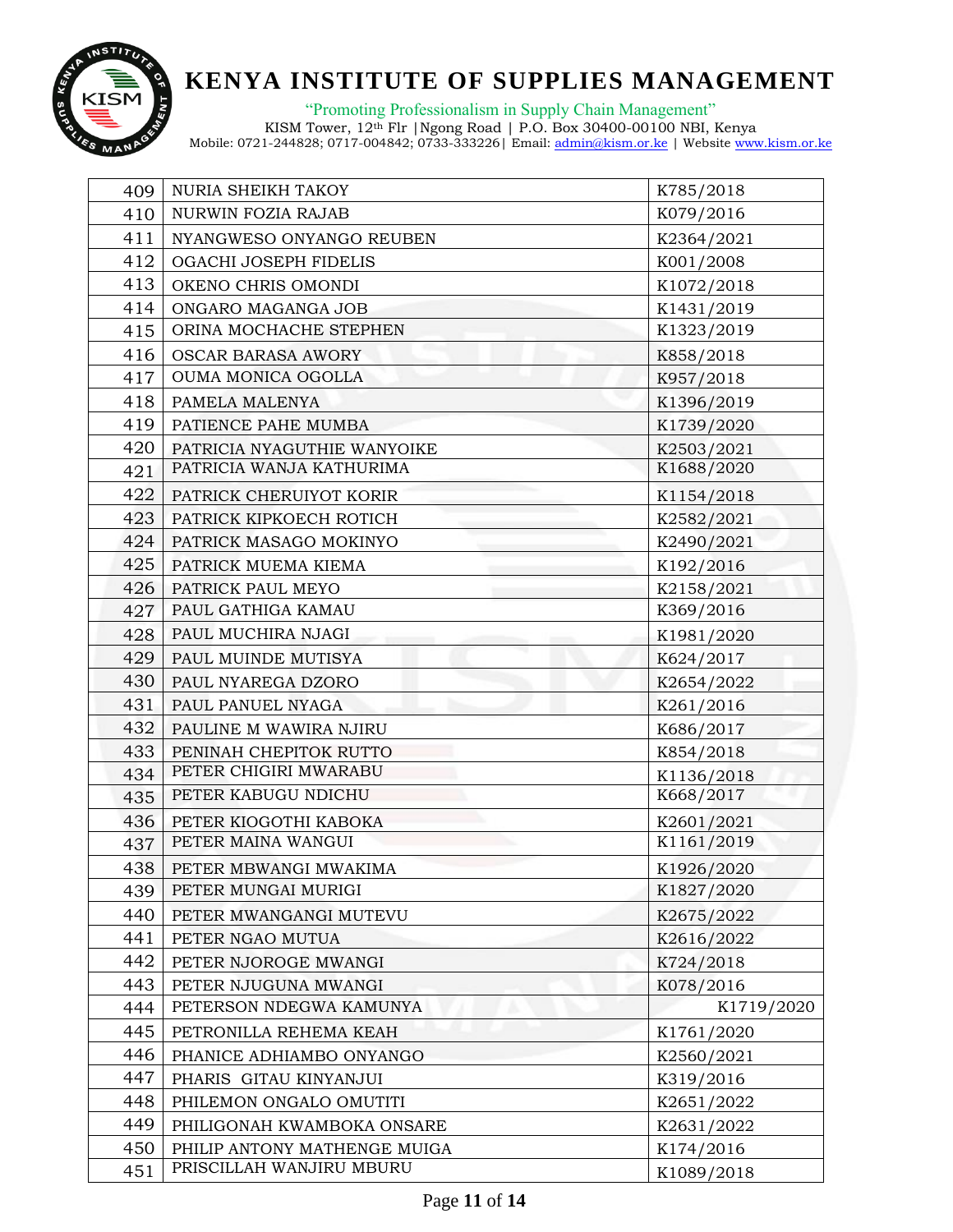| 409 | NURIA SHEIKH TAKOY | K785/2018 |
|---|---|---|
| 410 | NURWIN FOZIA RAJAB | K079/2016 |
| 411 | NYANGWESO ONYANGO REUBEN | K2364/2021 |
| 412 | OGACHI JOSEPH FIDELIS | K001/2008 |
| 413 | OKENO CHRIS OMONDI | K1072/2018 |
| 414 | ONGARO MAGANGA JOB | K1431/2019 |
| 415 | ORINA MOCHACHE STEPHEN | K1323/2019 |
| 416 | OSCAR BARASA AWORY | K858/2018 |
| 417 | OUMA MONICA OGOLLA | K957/2018 |
| 418 | PAMELA MALENYA | K1396/2019 |
| 419 | PATIENCE PAHE MUMBA | K1739/2020 |
| 420 | PATRICIA NYAGUTHIE WANYOIKE | K2503/2021 |
| 421 | PATRICIA WANJA KATHURIMA | K1688/2020 |
| 422 | PATRICK CHERUIYOT KORIR | K1154/2018 |
| 423 | PATRICK KIPKOECH ROTICH | K2582/2021 |
| 424 | PATRICK MASAGO MOKINYO | K2490/2021 |
| 425 | PATRICK MUEMA KIEMA | K192/2016 |
| 426 | PATRICK PAUL MEYO | K2158/2021 |
| 427 | PAUL GATHIGA KAMAU | K369/2016 |
| 428 | PAUL MUCHIRA NJAGI | K1981/2020 |
| 429 | PAUL MUINDE MUTISYA | K624/2017 |
| 430 | PAUL NYAREGA DZORO | K2654/2022 |
| 431 | PAUL PANUEL NYAGA | K261/2016 |
| 432 | PAULINE M WAWIRA NJIRU | K686/2017 |
| 433 | PENINAH CHEPITOK RUTTO | K854/2018 |
| 434 | PETER CHIGIRI MWARABU | K1136/2018 |
| 435 | PETER KABUGU NDICHU | K668/2017 |
| 436 | PETER KIOGOTHI KABOKA | K2601/2021 |
| 437 | PETER MAINA WANGUI | K1161/2019 |
| 438 | PETER MBWANGI MWAKIMA | K1926/2020 |
| 439 | PETER MUNGAI MURIGI | K1827/2020 |
| 440 | PETER MWANGANGI MUTEVU | K2675/2022 |
| 441 | PETER NGAO MUTUA | K2616/2022 |
| 442 | PETER NJOROGE MWANGI | K724/2018 |
| 443 | PETER NJUGUNA MWANGI | K078/2016 |
| 444 | PETERSON NDEGWA KAMUNYA | K1719/2020 |
| 445 | PETRONILLA REHEMA KEAH | K1761/2020 |
| 446 | PHANICE ADHIAMBO ONYANGO | K2560/2021 |
| 447 | PHARIS GITAU KINYANJUI | K319/2016 |
| 448 | PHILEMON ONGALO OMUTITI | K2651/2022 |
| 449 | PHILIGONAH KWAMBOKA ONSARE | K2631/2022 |
| 450 | PHILIP ANTONY MATHENGE MUIGA | K174/2016 |
| 451 | PRISCILLAH WANJIRU MBURU | K1089/2018 |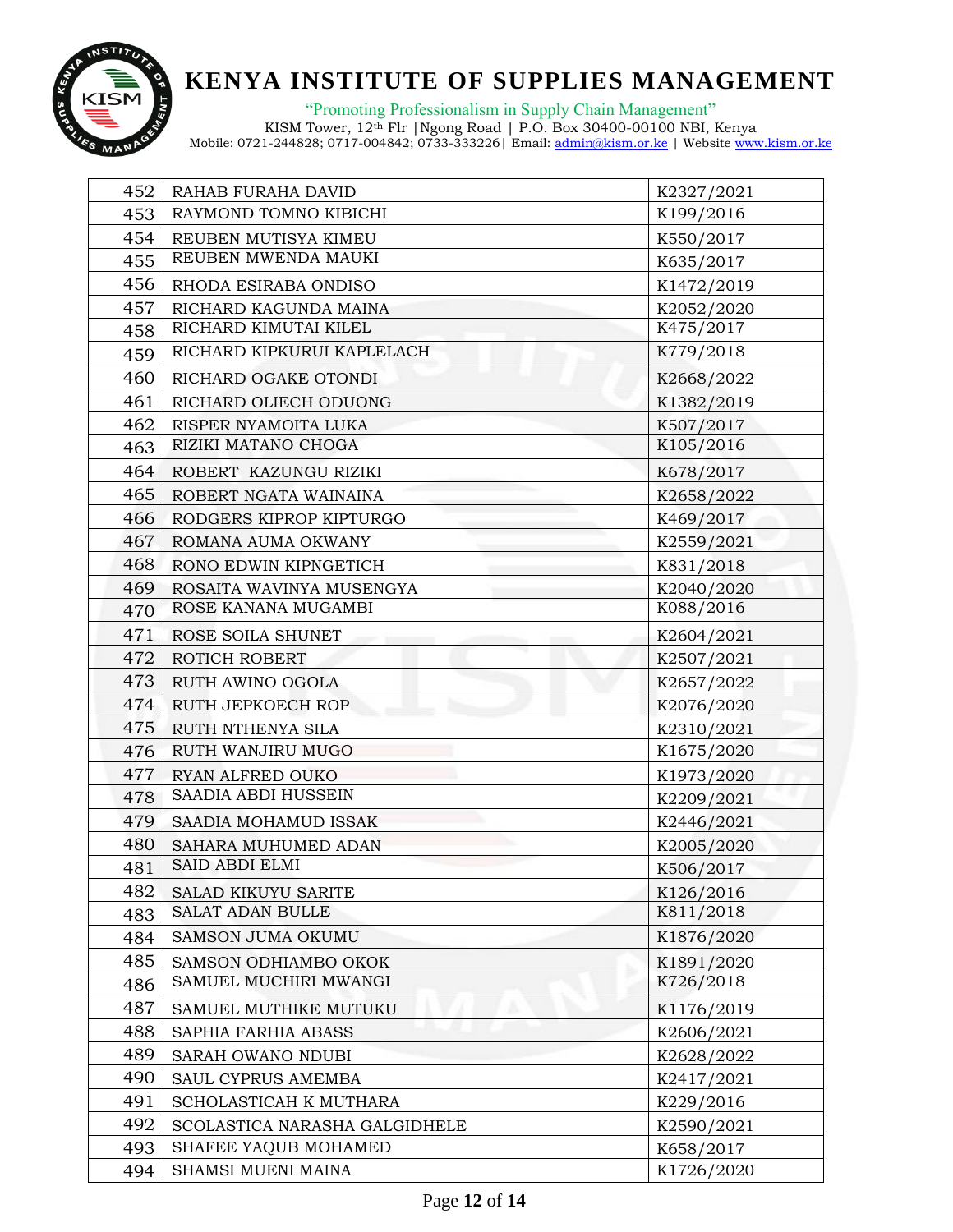| 452 | RAHAB FURAHA DAVID | K2327/2021 |
|---|---|---|
| 453 | RAYMOND TOMNO KIBICHI | K199/2016 |
| 454 | REUBEN MUTISYA KIMEU | K550/2017 |
| 455 | REUBEN MWENDA MAUKI | K635/2017 |
| 456 | RHODA ESIRABA ONDISO | K1472/2019 |
| 457 | RICHARD KAGUNDA MAINA | K2052/2020 |
| 458 | RICHARD KIMUTAI KILEL | K475/2017 |
| 459 | RICHARD KIPKURUI KAPLELACH | K779/2018 |
| 460 | RICHARD OGAKE OTONDI | K2668/2022 |
| 461 | RICHARD OLIECH ODUONG | K1382/2019 |
| 462 | RISPER NYAMOITA LUKA | K507/2017 |
| 463 | RIZIKI MATANO CHOGA | K105/2016 |
| 464 | ROBERT KAZUNGU RIZIKI | K678/2017 |
| 465 | ROBERT NGATA WAINAINA | K2658/2022 |
| 466 | RODGERS KIPROP KIPTURGO | K469/2017 |
| 467 | ROMANA AUMA OKWANY | K2559/2021 |
| 468 | RONO EDWIN KIPNGETICH | K831/2018 |
| 469 | ROSAITA WAVINYA MUSENGYA | K2040/2020 |
| 470 | ROSE KANANA MUGAMBI | K088/2016 |
| 471 | ROSE SOILA SHUNET | K2604/2021 |
| 472 | ROTICH ROBERT | K2507/2021 |
| 473 | RUTH AWINO OGOLA | K2657/2022 |
| 474 | RUTH JEPKOECH ROP | K2076/2020 |
| 475 | RUTH NTHENYA SILA | K2310/2021 |
| 476 | RUTH WANJIRU MUGO | K1675/2020 |
| 477 | RYAN ALFRED OUKO | K1973/2020 |
| 478 | SAADIA ABDI HUSSEIN | K2209/2021 |
| 479 | SAADIA MOHAMUD ISSAK | K2446/2021 |
| 480 | SAHARA MUHUMED ADAN | K2005/2020 |
| 481 | SAID ABDI ELMI | K506/2017 |
| 482 | SALAD KIKUYU SARITE | K126/2016 |
| 483 | SALAT ADAN BULLE | K811/2018 |
| 484 | SAMSON JUMA OKUMU | K1876/2020 |
| 485 | SAMSON ODHIAMBO OKOK | K1891/2020 |
| 486 | SAMUEL MUCHIRI MWANGI | K726/2018 |
| 487 | SAMUEL MUTHIKE MUTUKU | K1176/2019 |
| 488 | SAPHIA FARHIA ABASS | K2606/2021 |
| 489 | SARAH OWANO NDUBI | K2628/2022 |
| 490 | SAUL CYPRUS AMEMBA | K2417/2021 |
| 491 | SCHOLASTICAH K MUTHARA | K229/2016 |
| 492 | SCOLASTICA NARASHA GALGIDHELE | K2590/2021 |
| 493 | SHAFEE YAQUB MOHAMED | K658/2017 |
| 494 | SHAMSI MUENI MAINA | K1726/2020 |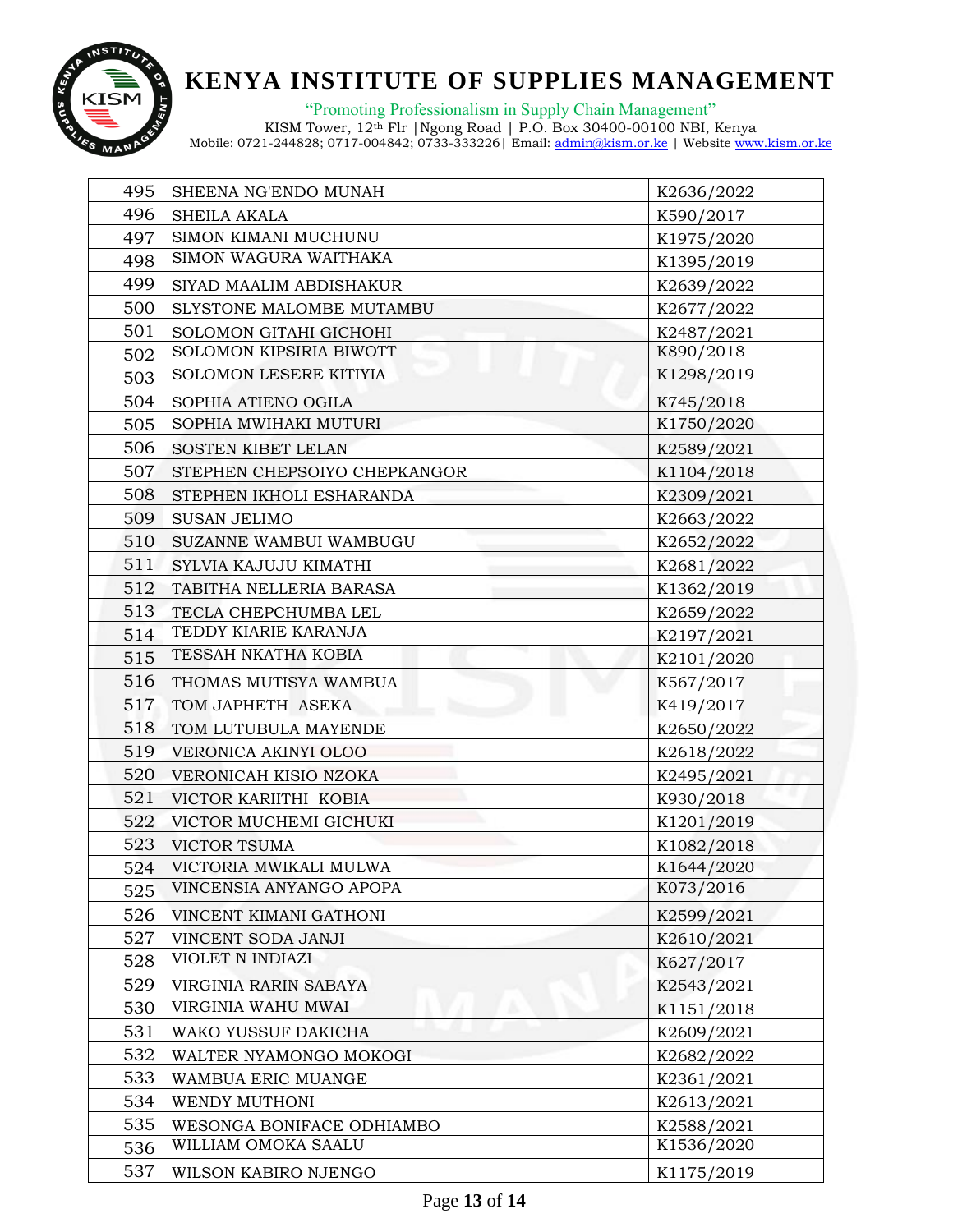| 495 | SHEENA NG'ENDO MUNAH | K2636/2022 |
|---|---|---|
| 496 | SHEILA AKALA | K590/2017 |
| 497 | SIMON KIMANI MUCHUNU | K1975/2020 |
| 498 | SIMON WAGURA WAITHAKA | K1395/2019 |
| 499 | SIYAD MAALIM ABDISHAKUR | K2639/2022 |
| 500 | SLYSTONE MALOMBE MUTAMBU | K2677/2022 |
| 501 | SOLOMON GITAHI GICHOHI | K2487/2021 |
| 502 | SOLOMON KIPSIRIA BIWOTT | K890/2018 |
| 503 | SOLOMON LESERE KITIYIA | K1298/2019 |
| 504 | SOPHIA ATIENO OGILA | K745/2018 |
| 505 | SOPHIA MWIHAKI MUTURI | K1750/2020 |
| 506 | SOSTEN KIBET LELAN | K2589/2021 |
| 507 | STEPHEN CHEPSOIYO CHEPKANGOR | K1104/2018 |
| 508 | STEPHEN IKHOLI ESHARANDA | K2309/2021 |
| 509 | SUSAN JELIMO | K2663/2022 |
| 510 | SUZANNE WAMBUI WAMBUGU | K2652/2022 |
| 511 | SYLVIA KAJUJU KIMATHI | K2681/2022 |
| 512 | TABITHA NELLERIA BARASA | K1362/2019 |
| 513 | TECLA CHEPCHUMBA LEL | K2659/2022 |
| 514 | TEDDY KIARIE KARANJA | K2197/2021 |
| 515 | TESSAH NKATHA KOBIA | K2101/2020 |
| 516 | THOMAS MUTISYA WAMBUA | K567/2017 |
| 517 | TOM JAPHETH ASEKA | K419/2017 |
| 518 | TOM LUTUBULA MAYENDE | K2650/2022 |
| 519 | VERONICA AKINYI OLOO | K2618/2022 |
| 520 | VERONICAH KISIO NZOKA | K2495/2021 |
| 521 | VICTOR KARIITHI KOBIA | K930/2018 |
| 522 | VICTOR MUCHEMI GICHUKI | K1201/2019 |
| 523 | VICTOR TSUMA | K1082/2018 |
| 524 | VICTORIA MWIKALI MULWA | K1644/2020 |
| 525 | VINCENSIA ANYANGO APOPA | K073/2016 |
| 526 | VINCENT KIMANI GATHONI | K2599/2021 |
| 527 | VINCENT SODA JANJI | K2610/2021 |
| 528 | VIOLET N INDIAZI | K627/2017 |
| 529 | VIRGINIA RARIN SABAYA | K2543/2021 |
| 530 | VIRGINIA WAHU MWAI | K1151/2018 |
| 531 | WAKO YUSSUF DAKICHA | K2609/2021 |
| 532 | WALTER NYAMONGO MOKOGI | K2682/2022 |
| 533 | WAMBUA ERIC MUANGE | K2361/2021 |
| 534 | WENDY MUTHONI | K2613/2021 |
| 535 | WESONGA BONIFACE ODHIAMBO | K2588/2021 |
| 536 | WILLIAM OMOKA SAALU | K1536/2020 |
| 537 | WILSON KABIRO NJENGO | K1175/2019 |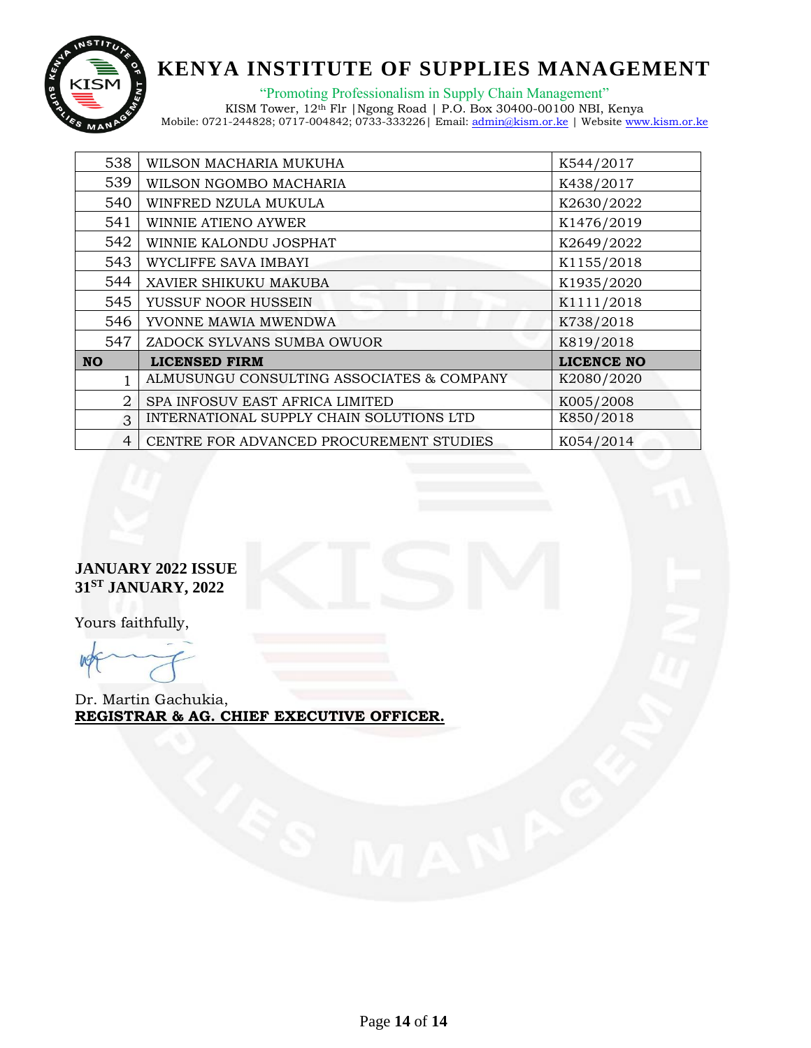# KENYA INSTITUTE OF SUPPLIES MANAGEMENT

"Promoting Professionalism in Supply Chain Management"

KISM Tower, 12th Flr |Ngong Road | P.O. Box 30400-00100 NBI, Kenya

Mobile: 0721-244828; 0717-004842; 0733-333226| Email: admin@kism.or.ke | Website www.kism.or.ke

| | | |
|---|---|---|
| 538 | WILSON MACHARIA MUKUHA | K544/2017 |
| 539 | WILSON NGOMBO MACHARIA | K438/2017 |
| 540 | WINFRED NZULA MUKULA | K2630/2022 |
| 541 | WINNIE ATIENO AYWER | K1476/2019 |
| 542 | WINNIE KALONDU JOSPHAT | K2649/2022 |
| 543 | WYCLIFFE SAVA IMBAYI | K1155/2018 |
| 544 | XAVIER SHIKUKU MAKUBA | K1935/2020 |
| 545 | YUSSUF NOOR HUSSEIN | K1111/2018 |
| 546 | YVONNE MAWIA MWENDWA | K738/2018 |
| 547 | ZADOCK SYLVANS SUMBA OWUOR | K819/2018 |
| **NO** | **LICENSED FIRM** | **LICENCE NO** |
| 1 | ALMUSUNGU CONSULTING ASSOCIATES & COMPANY | K2080/2020 |
| 2 | SPA INFOSUV EAST AFRICA LIMITED | K005/2008 |
| 3 | INTERNATIONAL SUPPLY CHAIN SOLUTIONS LTD | K850/2018 |
| 4 | CENTRE FOR ADVANCED PROCUREMENT STUDIES | K054/2014 |

**JANUARY 2022 ISSUE**
**31ST JANUARY, 2022**

Yours faithfully,

Dr. Martin Gachukia,
**REGISTRAR & AG. CHIEF EXECUTIVE OFFICER.**